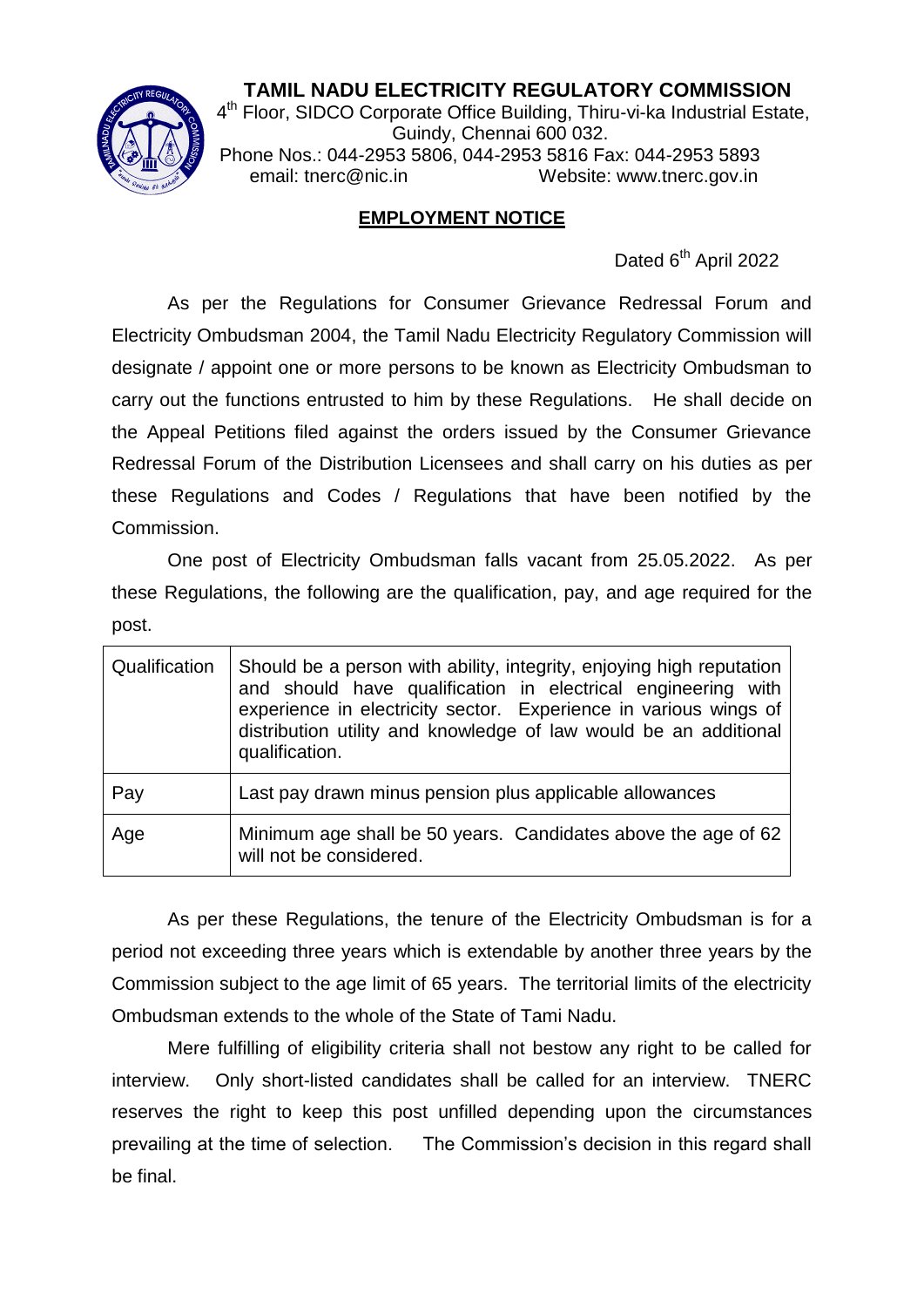# TAMIL NADU ELECTRICITY REGULATORY COMMISSION

4th Floor, SIDCO Corporate Office Building, Thiru-vi-ka Industrial Estate, Guindy, Chennai 600 032.
Phone Nos.: 044-2953 5806, 044-2953 5816 Fax: 044-2953 5893
email: tnerc@nic.in Website: www.tnerc.gov.in

## EMPLOYMENT NOTICE

Dated 6th April 2022

As per the Regulations for Consumer Grievance Redressal Forum and Electricity Ombudsman 2004, the Tamil Nadu Electricity Regulatory Commission will designate / appoint one or more persons to be known as Electricity Ombudsman to carry out the functions entrusted to him by these Regulations. He shall decide on the Appeal Petitions filed against the orders issued by the Consumer Grievance Redressal Forum of the Distribution Licensees and shall carry on his duties as per these Regulations and Codes / Regulations that have been notified by the Commission.

One post of Electricity Ombudsman falls vacant from 25.05.2022. As per these Regulations, the following are the qualification, pay, and age required for the post.

| | |
|---|---|
| Qualification | Should be a person with ability, integrity, enjoying high reputation and should have qualification in electrical engineering with experience in electricity sector. Experience in various wings of distribution utility and knowledge of law would be an additional qualification. |
| Pay | Last pay drawn minus pension plus applicable allowances |
| Age | Minimum age shall be 50 years. Candidates above the age of 62 will not be considered. |

As per these Regulations, the tenure of the Electricity Ombudsman is for a period not exceeding three years which is extendable by another three years by the Commission subject to the age limit of 65 years. The territorial limits of the electricity Ombudsman extends to the whole of the State of Tami Nadu.

Mere fulfilling of eligibility criteria shall not bestow any right to be called for interview. Only short-listed candidates shall be called for an interview. TNERC reserves the right to keep this post unfilled depending upon the circumstances prevailing at the time of selection. The Commission's decision in this regard shall be final.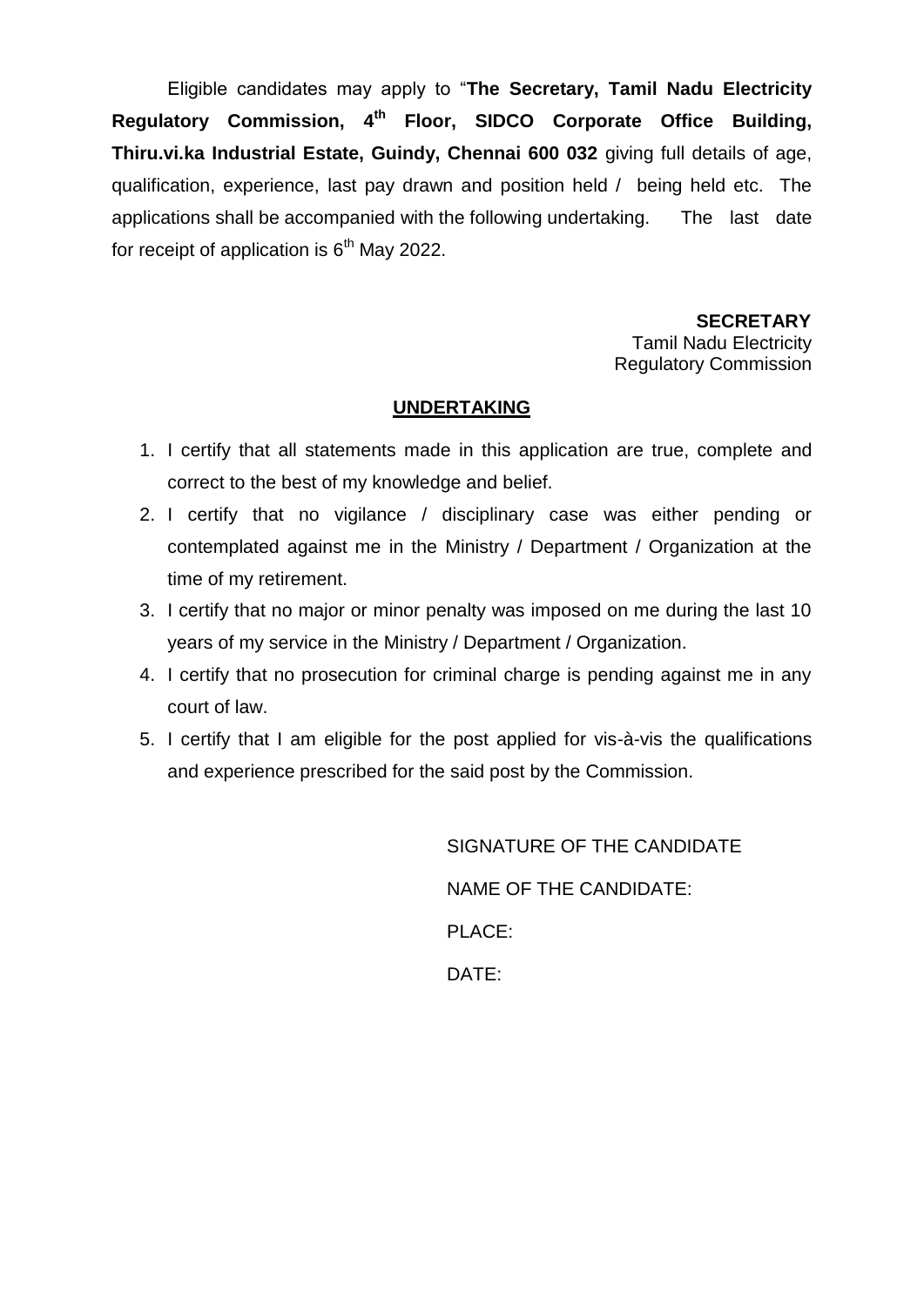Eligible candidates may apply to "**The Secretary, Tamil Nadu Electricity Regulatory Commission, 4th Floor, SIDCO Corporate Office Building, Thiru.vi.ka Industrial Estate, Guindy, Chennai 600 032** giving full details of age, qualification, experience, last pay drawn and position held / being held etc. The applications shall be accompanied with the following undertaking. The last date for receipt of application is 6th May 2022.

**SECRETARY**
Tamil Nadu Electricity
Regulatory Commission

## UNDERTAKING

1. I certify that all statements made in this application are true, complete and correct to the best of my knowledge and belief.
2. I certify that no vigilance / disciplinary case was either pending or contemplated against me in the Ministry / Department / Organization at the time of my retirement.
3. I certify that no major or minor penalty was imposed on me during the last 10 years of my service in the Ministry / Department / Organization.
4. I certify that no prosecution for criminal charge is pending against me in any court of law.
5. I certify that I am eligible for the post applied for vis-à-vis the qualifications and experience prescribed for the said post by the Commission.

SIGNATURE OF THE CANDIDATE

NAME OF THE CANDIDATE:

PLACE:

DATE: